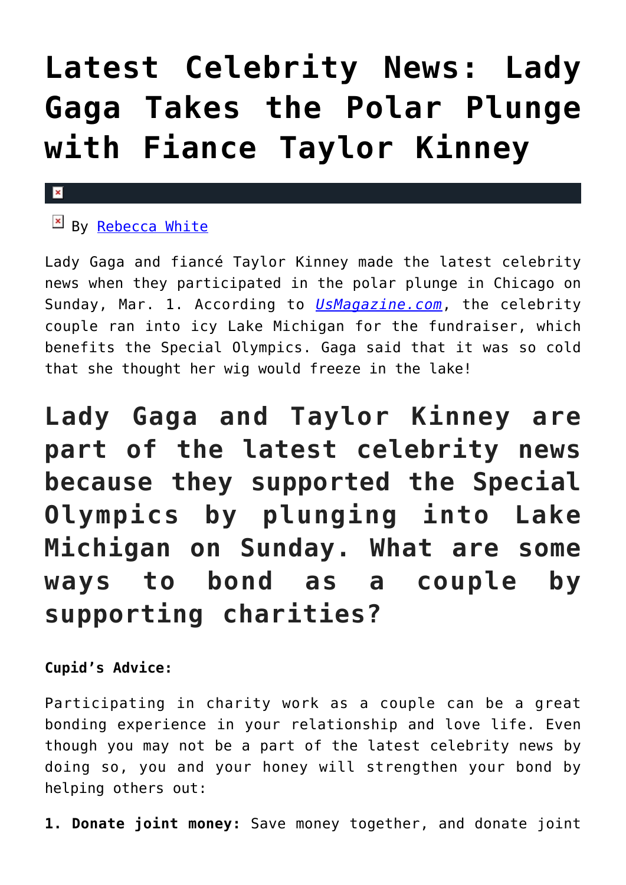# Latest Celebrity News: Lady Gaga Takes the Polar Plunge with Fiance Taylor Kinney

By [Rebecca White]

Lady Gaga and fiancé Taylor Kinney made the latest celebrity news when they participated in the polar plunge in Chicago on Sunday, Mar. 1. According to *[UsMagazine.com]*, the celebrity couple ran into icy Lake Michigan for the fundraiser, which benefits the Special Olympics. Gaga said that it was so cold that she thought her wig would freeze in the lake!

## Lady Gaga and Taylor Kinney are part of the latest celebrity news because they supported the Special Olympics by plunging into Lake Michigan on Sunday. What are some ways to bond as a couple by supporting charities?

**Cupid's Advice:**

Participating in charity work as a couple can be a great bonding experience in your relationship and love life. Even though you may not be a part of the latest celebrity news by doing so, you and your honey will strengthen your bond by helping others out:

**1. Donate joint money:** Save money together, and donate joint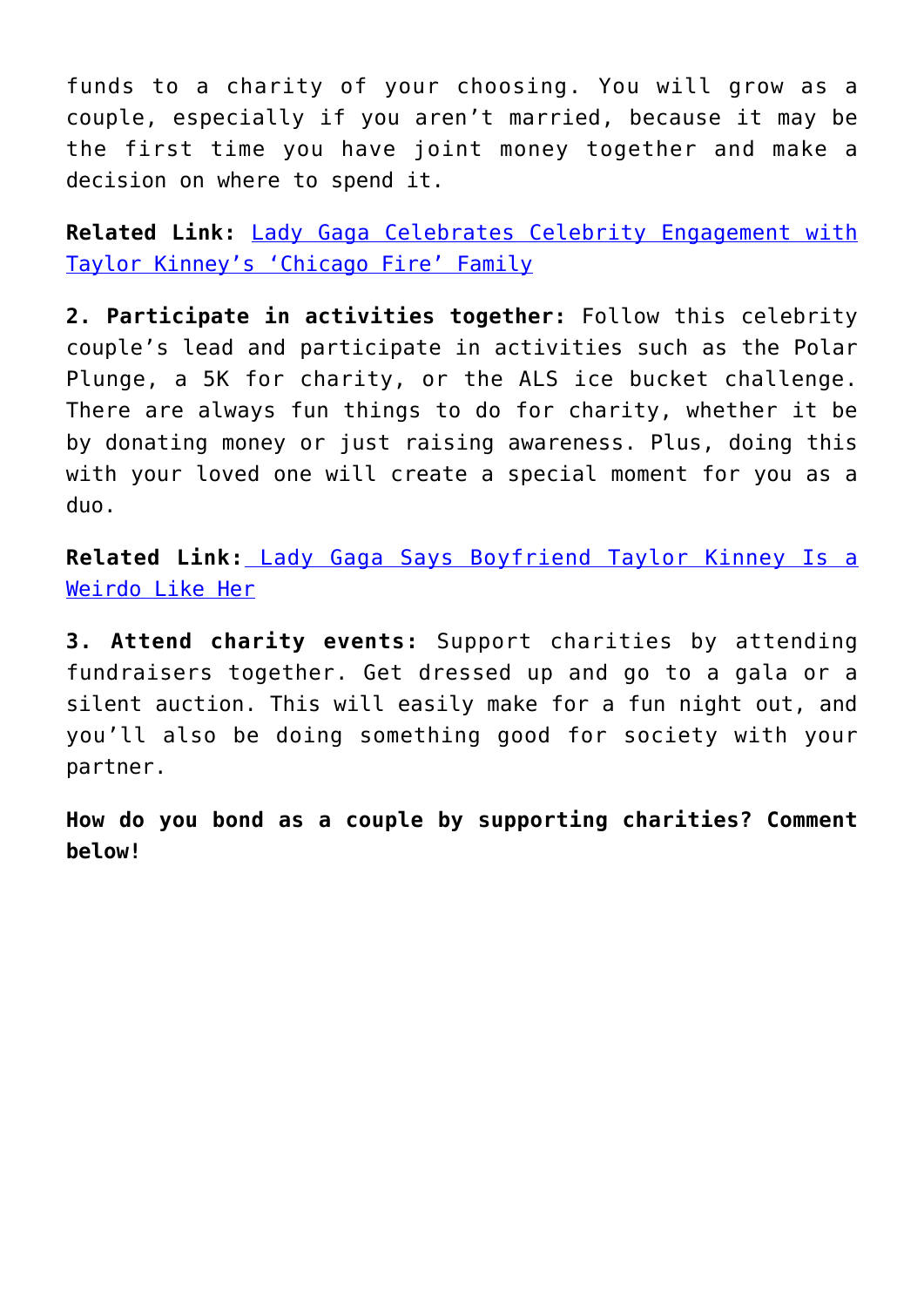funds to a charity of your choosing. You will grow as a couple, especially if you aren't married, because it may be the first time you have joint money together and make a decision on where to spend it.

**Related Link:** Lady Gaga Celebrates Celebrity Engagement with Taylor Kinney's 'Chicago Fire' Family

**2. Participate in activities together:** Follow this celebrity couple's lead and participate in activities such as the Polar Plunge, a 5K for charity, or the ALS ice bucket challenge. There are always fun things to do for charity, whether it be by donating money or just raising awareness. Plus, doing this with your loved one will create a special moment for you as a duo.

**Related Link:** Lady Gaga Says Boyfriend Taylor Kinney Is a Weirdo Like Her

**3. Attend charity events:** Support charities by attending fundraisers together. Get dressed up and go to a gala or a silent auction. This will easily make for a fun night out, and you'll also be doing something good for society with your partner.

**How do you bond as a couple by supporting charities? Comment below!**